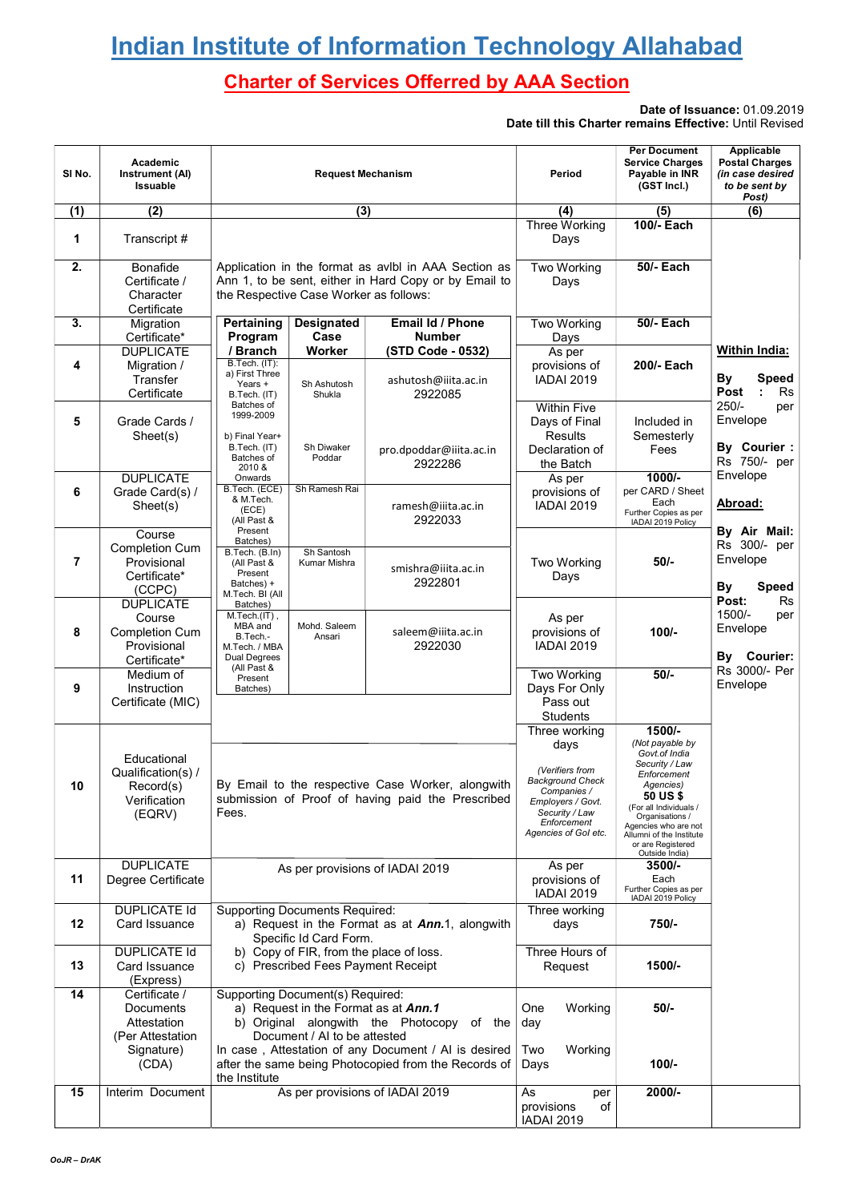# Indian Institute of Information Technology Allahabad

## Charter of Services Offerred by AAA Section

**Date of Issuance:** 01.09.2019
**Date till this Charter remains Effective:** Until Revised

| Sl No. | Academic Instrument (AI) Issuable | Request Mechanism | Period | Per Document Service Charges Payable in INR (GST Incl.) | Applicable Postal Charges *(in case desired to be sent by Post)* |
|---|---|---|---|---|---|
| (1) | (2) | (3) | (4) | (5) | (6) |
| 1 | Transcript # | Application in the format as avlbl in AAA Section as Ann 1, to be sent, either in Hard Copy or by Email to the Respective Case Worker as follows: | Three Working Days | **100/- Each** | **Within India:** **By Speed Post : Rs** 250/- per Envelope **By Courier :** Rs 750/- per Envelope **Abroad:** **By Air Mail:** Rs 300/- per Envelope **By Speed Post:** Rs 1500/- per Envelope **By Courier:** Rs 3000/- Per Envelope |
| 2. | Bonafide Certificate / Character Certificate | | Two Working Days | **50/- Each** | |
| 3. | Migration Certificate* | | Two Working Days | **50/- Each** | |
| 4 | DUPLICATE Migration / Transfer Certificate | | As per provisions of IADAI 2019 | **200/- Each** | |
| 5 | Grade Cards / Sheet(s) | | Within Five Days of Final Results Declaration of the Batch | Included in Semesterly Fees | |
| 6 | DUPLICATE Grade Card(s) / Sheet(s) | | As per provisions of IADAI 2019 | **1000/-** per CARD / Sheet Each Further Copies as per IADAI 2019 Policy | |
| 7 | Course Completion Cum Provisional Certificate* (CCPC) | | Two Working Days | **50/-** | |
| 8 | DUPLICATE Course Completion Cum Provisional Certificate* | | As per provisions of IADAI 2019 | **100/-** | |
| 9 | Medium of Instruction Certificate (MIC) | | Two Working Days For Only Pass out Students | **50/-** | |
| 10 | Educational Qualification(s) / Record(s) Verification (EQRV) | By Email to the respective Case Worker, alongwith submission of Proof of having paid the Prescribed Fees. | Three working days *(Verifiers from Background Check Companies / Employers / Govt. Security / Law Enforcement Agencies of GoI etc.* | **1500/-** *(Not payable by Govt.of India Security / Law Enforcement Agencies)* **50 US $** (For all Individuals / Organisations / Agencies who are not Allumni of the Institute or are Registered Outside India) | |
| 11 | DUPLICATE Degree Certificate | As per provisions of IADAI 2019 | As per provisions of IADAI 2019 | **3500/-** Each Further Copies as per IADAI 2019 Policy | |
| 12 | DUPLICATE Id Card Issuance | Supporting Documents Required: a) Request in the Format as at ***Ann.***1, alongwith Specific Id Card Form. b) Copy of FIR, from the place of loss. c) Prescribed Fees Payment Receipt | Three working days | **750/-** | |
| 13 | DUPLICATE Id Card Issuance (Express) | | Three Hours of Request | **1500/-** | |
| 14 | Certificate / Documents Attestation (Per Attestation Signature) (CDA) | Supporting Document(s) Required: a) Request in the Format as at ***Ann.1*** b) Original alongwith the Photocopy of the Document / AI to be attested. In case , Attestation of any Document / AI is desired after the same being Photocopied from the Records of the Institute | One Working day / Two Working Days | **50/-** / **100/-** | |
| 15 | Interim Document | As per provisions of IADAI 2019 | As per provisions of IADAI 2019 | **2000/-** | |

Case Workers (for Sl No. 1–9):

| Pertaining Program / Branch | Designated Case Worker | Email Id / Phone Number (STD Code - 0532) |
|---|---|---|
| B.Tech. (IT): a) First Three Years + B.Tech. (IT) Batches of 1999-2009 | Sh Ashutosh Shukla | ashutosh@iiita.ac.in 2922085 |
| b) Final Year+ B.Tech. (IT) Batches of 2010 & Onwards | Sh Diwaker Poddar | pro.dpoddar@iiita.ac.in 2922286 |
| B.Tech. (ECE) & M.Tech. (ECE) (All Past & Present Batches) | Sh Ramesh Rai | ramesh@iiita.ac.in 2922033 |
| B.Tech. (B.In) (All Past & Present Batches) + M.Tech. BI (All Batches) | Sh Santosh Kumar Mishra | smishra@iiita.ac.in 2922801 |
| M.Tech.(IT) , MBA and B.Tech.-M.Tech. / MBA Dual Degrees (All Past & Present Batches) | Mohd. Saleem Ansari | saleem@iiita.ac.in 2922030 |

OoJR – DrAK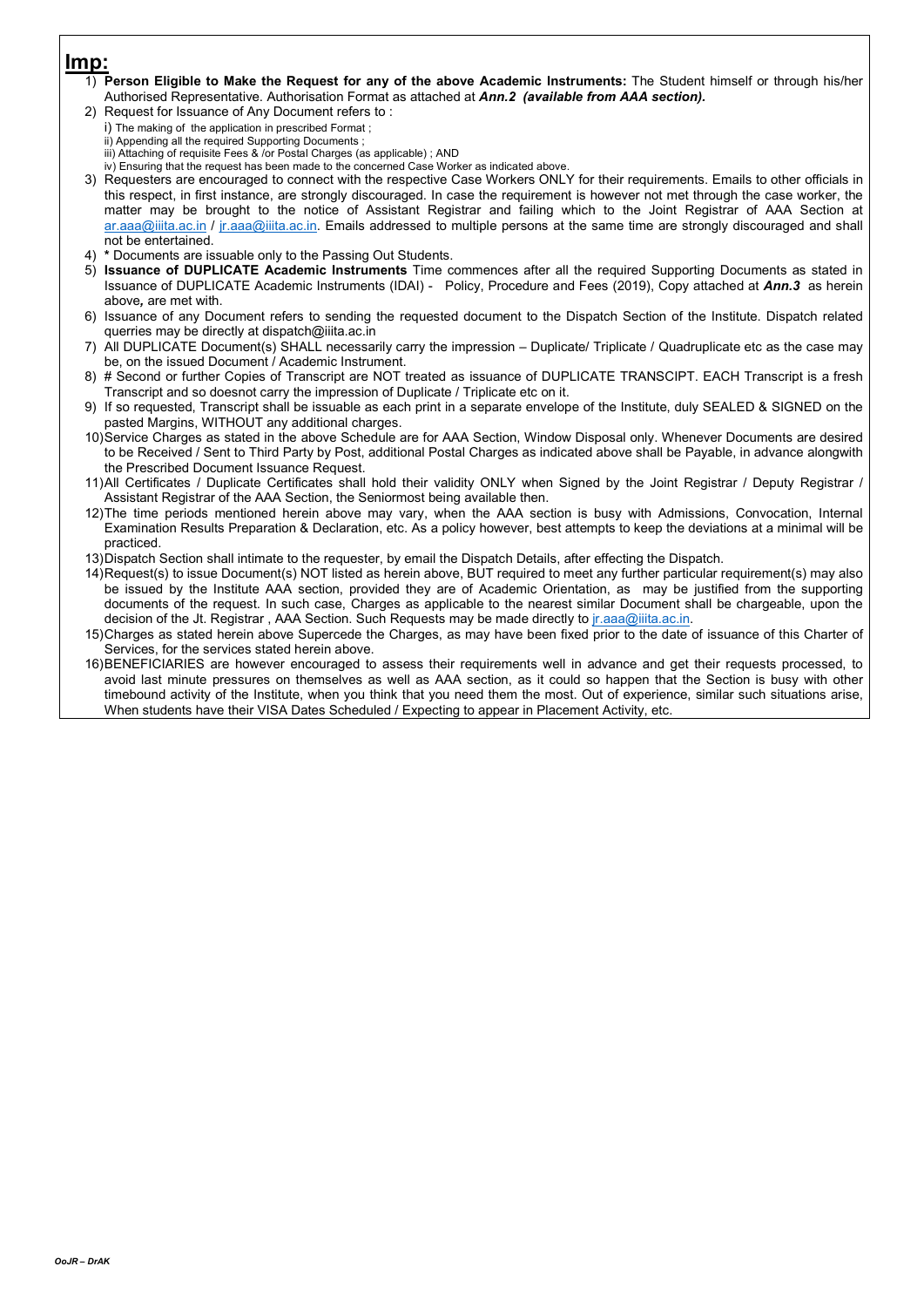## Imp:

1) **Person Eligible to Make the Request for any of the above Academic Instruments:** The Student himself or through his/her Authorised Representative. Authorisation Format as attached at ***Ann.2 (available from AAA section).***
2) Request for Issuance of Any Document refers to :
   i) The making of the application in prescribed Format ;
   ii) Appending all the required Supporting Documents ;
   iii) Attaching of requisite Fees & /or Postal Charges (as applicable) ; AND
   iv) Ensuring that the request has been made to the concerned Case Worker as indicated above.
3) Requesters are encouraged to connect with the respective Case Workers ONLY for their requirements. Emails to other officials in this respect, in first instance, are strongly discouraged. In case the requirement is however not met through the case worker, the matter may be brought to the notice of Assistant Registrar and failing which to the Joint Registrar of AAA Section at ar.aaa@iiita.ac.in / jr.aaa@iiita.ac.in. Emails addressed to multiple persons at the same time are strongly discouraged and shall not be entertained.
4) **\*** Documents are issuable only to the Passing Out Students.
5) **Issuance of DUPLICATE Academic Instruments** Time commences after all the required Supporting Documents as stated in Issuance of DUPLICATE Academic Instruments (IDAI) - Policy, Procedure and Fees (2019), Copy attached at ***Ann.3*** as herein above***,*** are met with.
6) Issuance of any Document refers to sending the requested document to the Dispatch Section of the Institute. Dispatch related querries may be directly at dispatch@iiita.ac.in
7) All DUPLICATE Document(s) SHALL necessarily carry the impression – Duplicate/ Triplicate / Quadruplicate etc as the case may be, on the issued Document / Academic Instrument.
8) # Second or further Copies of Transcript are NOT treated as issuance of DUPLICATE TRANSCIPT. EACH Transcript is a fresh Transcript and so doesnot carry the impression of Duplicate / Triplicate etc on it.
9) If so requested, Transcript shall be issuable as each print in a separate envelope of the Institute, duly SEALED & SIGNED on the pasted Margins, WITHOUT any additional charges.
10) Service Charges as stated in the above Schedule are for AAA Section, Window Disposal only. Whenever Documents are desired to be Received / Sent to Third Party by Post, additional Postal Charges as indicated above shall be Payable, in advance alongwith the Prescribed Document Issuance Request.
11) All Certificates / Duplicate Certificates shall hold their validity ONLY when Signed by the Joint Registrar / Deputy Registrar / Assistant Registrar of the AAA Section, the Seniormost being available then.
12) The time periods mentioned herein above may vary, when the AAA section is busy with Admissions, Convocation, Internal Examination Results Preparation & Declaration, etc. As a policy however, best attempts to keep the deviations at a minimal will be practiced.
13) Dispatch Section shall intimate to the requester, by email the Dispatch Details, after effecting the Dispatch.
14) Request(s) to issue Document(s) NOT listed as herein above, BUT required to meet any further particular requirement(s) may also be issued by the Institute AAA section, provided they are of Academic Orientation, as may be justified from the supporting documents of the request. In such case, Charges as applicable to the nearest similar Document shall be chargeable, upon the decision of the Jt. Registrar , AAA Section. Such Requests may be made directly to jr.aaa@iiita.ac.in.
15) Charges as stated herein above Supercede the Charges, as may have been fixed prior to the date of issuance of this Charter of Services, for the services stated herein above.
16) BENEFICIARIES are however encouraged to assess their requirements well in advance and get their requests processed, to avoid last minute pressures on themselves as well as AAA section, as it could so happen that the Section is busy with other timebound activity of the Institute, when you think that you need them the most. Out of experience, similar such situations arise, When students have their VISA Dates Scheduled / Expecting to appear in Placement Activity, etc.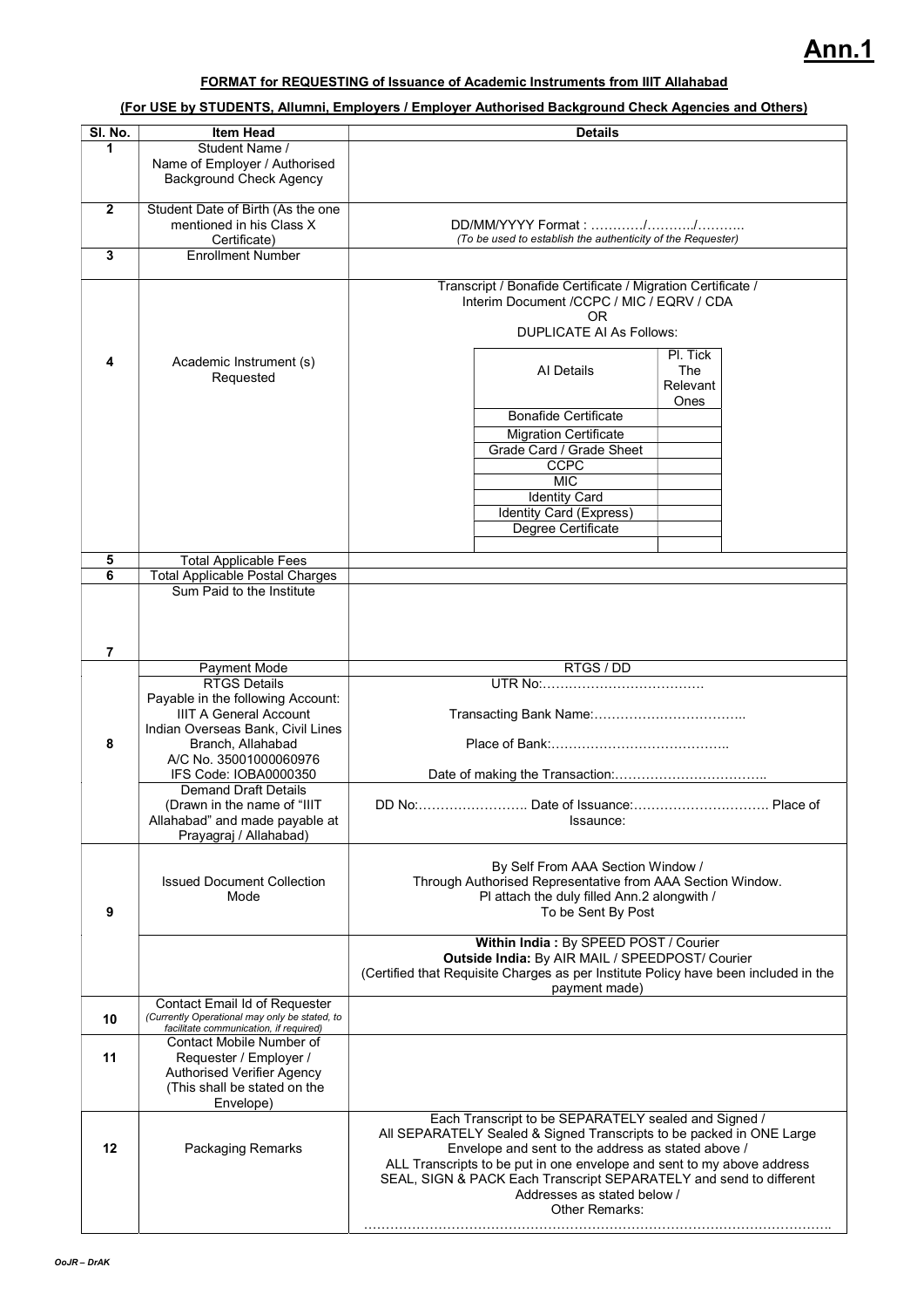# Ann.1

**FORMAT for REQUESTING of Issuance of Academic Instruments from IIIT Allahabad**

**(For USE by STUDENTS, Allumni, Employers / Employer Authorised Background Check Agencies and Others)**

| Sl. No. | Item Head | Details |
|---|---|---|
| 1 | Student Name / Name of Employer / Authorised Background Check Agency | |
| 2 | Student Date of Birth (As the one mentioned in his Class X Certificate) | DD/MM/YYYY Format : …………/………../……….. *(To be used to establish the authenticity of the Requester)* |
| 3 | Enrollment Number | |
| 4 | Academic Instrument (s) Requested | Transcript / Bonafide Certificate / Migration Certificate / Interim Document /CCPC / MIC / EQRV / CDA OR DUPLICATE AI As Follows: (see table below) |
| 5 | Total Applicable Fees | |
| 6 | Total Applicable Postal Charges | |
| 7 | Sum Paid to the Institute | |
| 8 | Payment Mode | RTGS / DD |
| | RTGS Details Payable in the following Account: IIIT A General Account Indian Overseas Bank, Civil Lines Branch, Allahabad A/C No. 35001000060976 IFS Code: IOBA0000350 | UTR No:……………………………… Transacting Bank Name:…………………………….. Place of Bank:………………………………….. Date of making the Transaction:…………………………….. |
| | Demand Draft Details (Drawn in the name of "IIIT Allahabad" and made payable at Prayagraj / Allahabad) | DD No:……………………. Date of Issuance:…………………………. Place of Issuance: |
| 9 | Issued Document Collection Mode | By Self From AAA Section Window / Through Authorised Representative from AAA Section Window. Pl attach the duly filled Ann.2 alongwith / To be Sent By Post |
| | | **Within India :** By SPEED POST / Courier **Outside India:** By AIR MAIL / SPEEDPOST/ Courier (Certified that Requisite Charges as per Institute Policy have been included in the payment made) |
| 10 | Contact Email Id of Requester *(Currently Operational may only be stated, to facilitate communication, if required)* | |
| 11 | Contact Mobile Number of Requester / Employer / Authorised Verifier Agency (This shall be stated on the Envelope) | |
| 12 | Packaging Remarks | Each Transcript to be SEPARATELY sealed and Signed / All SEPARATELY Sealed & Signed Transcripts to be packed in ONE Large Envelope and sent to the address as stated above / ALL Transcripts to be put in one envelope and sent to my above address SEAL, SIGN & PACK Each Transcript SEPARATELY and send to different Addresses as stated below / Other Remarks: ………………………………………………………………………………………… |

| AI Details | Pl. Tick The Relevant Ones |
|---|---|
| Bonafide Certificate | |
| Migration Certificate | |
| Grade Card / Grade Sheet | |
| CCPC | |
| MIC | |
| Identity Card | |
| Identity Card (Express) | |
| Degree Certificate | |
| | |

*OoJR – DrAK*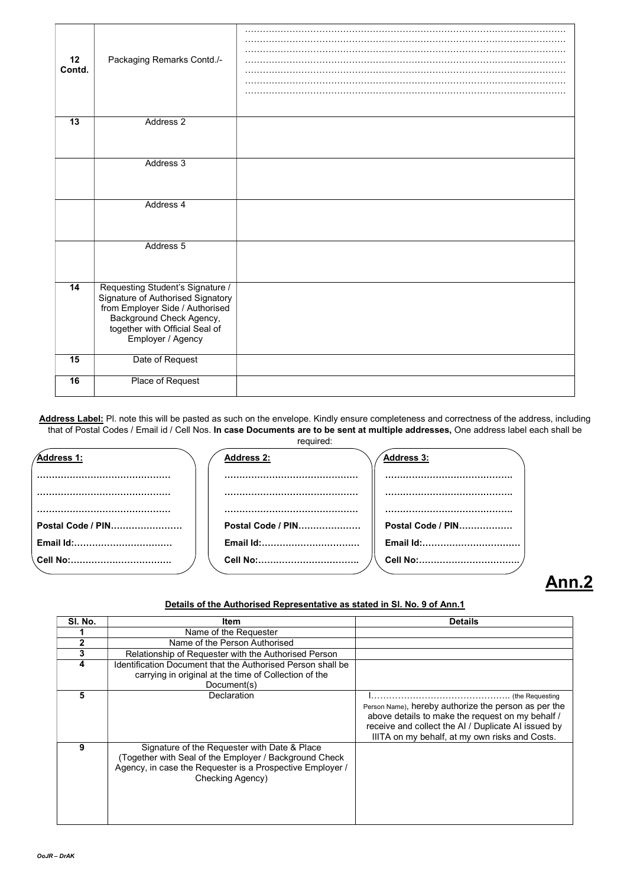| | | |
|---|---|---|
| 12 Contd. | Packaging Remarks Contd./- | ………………………………………………………………………………………… ………………………………………………………………………………………… ………………………………………………………………………………………… ………………………………………………………………………………………… ………………………………………………………………………………………… ………………………………………………………………………………………… |
| 13 | Address 2 | |
| | Address 3 | |
| | Address 4 | |
| | Address 5 | |
| 14 | Requesting Student's Signature / Signature of Authorised Signatory from Employer Side / Authorised Background Check Agency, together with Official Seal of Employer / Agency | |
| 15 | Date of Request | |
| 16 | Place of Request | |

**Address Label:** Pl. note this will be pasted as such on the envelope. Kindly ensure completeness and correctness of the address, including that of Postal Codes / Email id / Cell Nos. **In case Documents are to be sent at multiple addresses,** One address label each shall be required:

| **Address 1:** | **Address 2:** | **Address 3:** |
|---|---|---|
| ……………………………………… | ……………………………………… | ……………………………………… |
| ……………………………………… | ……………………………………… | ……………………………………… |
| ……………………………………… | ……………………………………… | ……………………………………… |
| **Postal Code / PIN……………………** | **Postal Code / PIN…………………** | **Postal Code / PIN………………** |
| **Email Id:……………………………** | **Email Id:……………………………** | **Email Id:……………………………** |
| **Cell No:…………………………….** | **Cell No:…………………………….** | **Cell No:…………………………….** |

# Ann.2

**Details of the Authorised Representative as stated in Sl. No. 9 of Ann.1**

| Sl. No. | Item | Details |
|---|---|---|
| 1 | Name of the Requester | |
| 2 | Name of the Person Authorised | |
| 3 | Relationship of Requester with the Authorised Person | |
| 4 | Identification Document that the Authorised Person shall be carrying in original at the time of Collection of the Document(s) | |
| 5 | Declaration | I………………………………………. (the Requesting Person Name), hereby authorize the person as per the above details to make the request on my behalf / receive and collect the AI / Duplicate AI issued by IIITA on my behalf, at my own risks and Costs. |
| 9 | Signature of the Requester with Date & Place (Together with Seal of the Employer / Background Check Agency, in case the Requester is a Prospective Employer / Checking Agency) | |

*OoJR – DrAK*